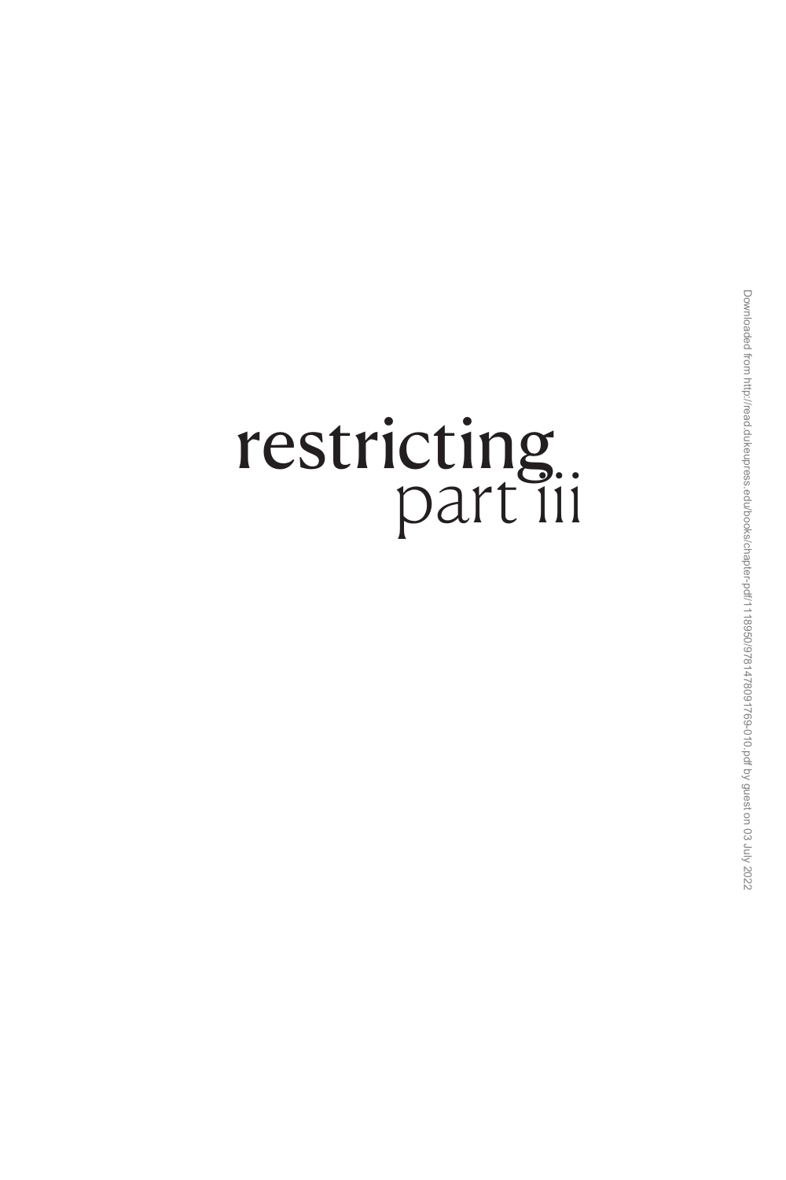# restricting
## part iii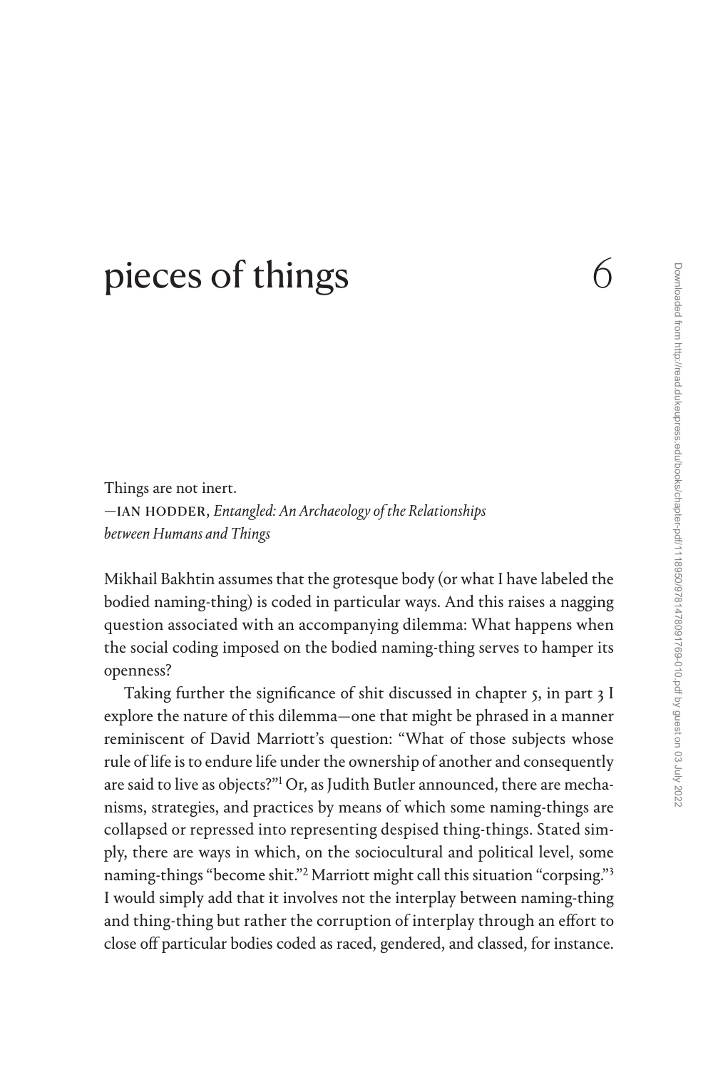# pieces of things 6

Things are not inert.
—IAN HODDER, *Entangled: An Archaeology of the Relationships between Humans and Things*

Mikhail Bakhtin assumes that the grotesque body (or what I have labeled the bodied naming-thing) is coded in particular ways. And this raises a nagging question associated with an accompanying dilemma: What happens when the social coding imposed on the bodied naming-thing serves to hamper its openness?

Taking further the significance of shit discussed in chapter 5, in part 3 I explore the nature of this dilemma—one that might be phrased in a manner reminiscent of David Marriott's question: "What of those subjects whose rule of life is to endure life under the ownership of another and consequently are said to live as objects?"[1] Or, as Judith Butler announced, there are mechanisms, strategies, and practices by means of which some naming-things are collapsed or repressed into representing despised thing-things. Stated simply, there are ways in which, on the sociocultural and political level, some naming-things "become shit."[2] Marriott might call this situation "corpsing."[3] I would simply add that it involves not the interplay between naming-thing and thing-thing but rather the corruption of interplay through an effort to close off particular bodies coded as raced, gendered, and classed, for instance.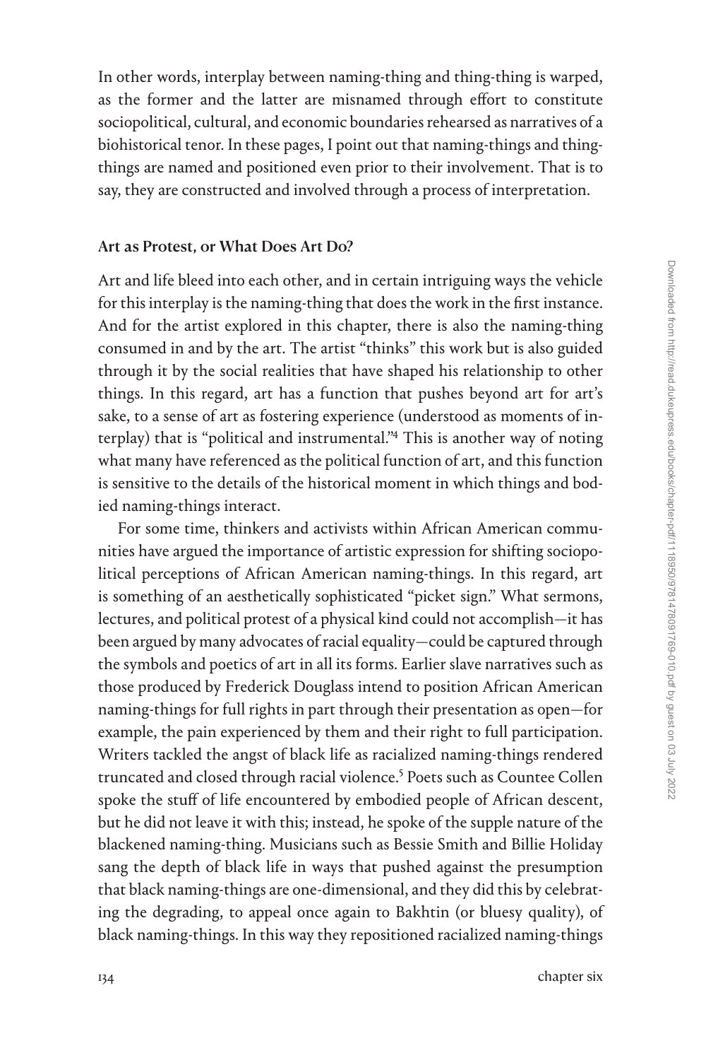In other words, interplay between naming-thing and thing-thing is warped, as the former and the latter are misnamed through effort to constitute sociopolitical, cultural, and economic boundaries rehearsed as narratives of a biohistorical tenor. In these pages, I point out that naming-things and thing-things are named and positioned even prior to their involvement. That is to say, they are constructed and involved through a process of interpretation.

### Art as Protest, or What Does Art Do?

Art and life bleed into each other, and in certain intriguing ways the vehicle for this interplay is the naming-thing that does the work in the first instance. And for the artist explored in this chapter, there is also the naming-thing consumed in and by the art. The artist "thinks" this work but is also guided through it by the social realities that have shaped his relationship to other things. In this regard, art has a function that pushes beyond art for art's sake, to a sense of art as fostering experience (understood as moments of interplay) that is "political and instrumental."[4] This is another way of noting what many have referenced as the political function of art, and this function is sensitive to the details of the historical moment in which things and bodied naming-things interact.

For some time, thinkers and activists within African American communities have argued the importance of artistic expression for shifting sociopolitical perceptions of African American naming-things. In this regard, art is something of an aesthetically sophisticated "picket sign." What sermons, lectures, and political protest of a physical kind could not accomplish—it has been argued by many advocates of racial equality—could be captured through the symbols and poetics of art in all its forms. Earlier slave narratives such as those produced by Frederick Douglass intend to position African American naming-things for full rights in part through their presentation as open—for example, the pain experienced by them and their right to full participation. Writers tackled the angst of black life as racialized naming-things rendered truncated and closed through racial violence.[5] Poets such as Countee Collen spoke the stuff of life encountered by embodied people of African descent, but he did not leave it with this; instead, he spoke of the supple nature of the blackened naming-thing. Musicians such as Bessie Smith and Billie Holiday sang the depth of black life in ways that pushed against the presumption that black naming-things are one-dimensional, and they did this by celebrating the degrading, to appeal once again to Bakhtin (or bluesy quality), of black naming-things. In this way they repositioned racialized naming-things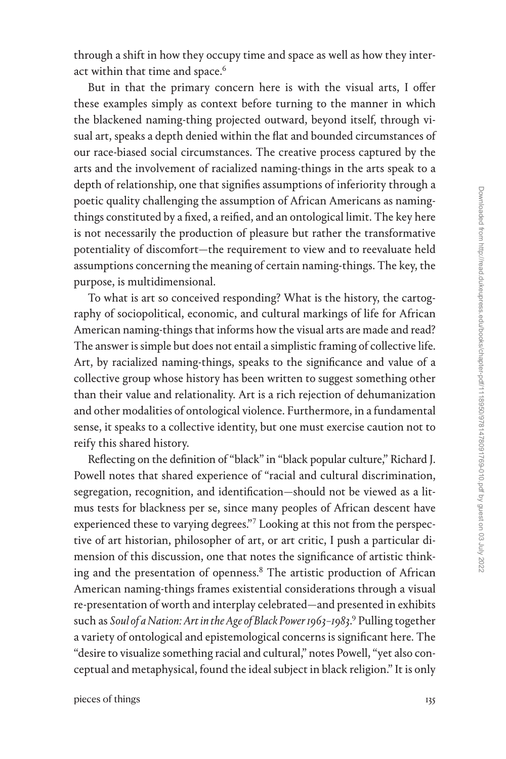through a shift in how they occupy time and space as well as how they interact within that time and space.[6]

But in that the primary concern here is with the visual arts, I offer these examples simply as context before turning to the manner in which the blackened naming-thing projected outward, beyond itself, through visual art, speaks a depth denied within the flat and bounded circumstances of our race-biased social circumstances. The creative process captured by the arts and the involvement of racialized naming-things in the arts speak to a depth of relationship, one that signifies assumptions of inferiority through a poetic quality challenging the assumption of African Americans as naming-things constituted by a fixed, a reified, and an ontological limit. The key here is not necessarily the production of pleasure but rather the transformative potentiality of discomfort—the requirement to view and to reevaluate held assumptions concerning the meaning of certain naming-things. The key, the purpose, is multidimensional.

To what is art so conceived responding? What is the history, the cartography of sociopolitical, economic, and cultural markings of life for African American naming-things that informs how the visual arts are made and read? The answer is simple but does not entail a simplistic framing of collective life. Art, by racialized naming-things, speaks to the significance and value of a collective group whose history has been written to suggest something other than their value and relationality. Art is a rich rejection of dehumanization and other modalities of ontological violence. Furthermore, in a fundamental sense, it speaks to a collective identity, but one must exercise caution not to reify this shared history.

Reflecting on the definition of "black" in "black popular culture," Richard J. Powell notes that shared experience of "racial and cultural discrimination, segregation, recognition, and identification—should not be viewed as a litmus tests for blackness per se, since many peoples of African descent have experienced these to varying degrees."[7] Looking at this not from the perspective of art historian, philosopher of art, or art critic, I push a particular dimension of this discussion, one that notes the significance of artistic thinking and the presentation of openness.[8] The artistic production of African American naming-things frames existential considerations through a visual re-presentation of worth and interplay celebrated—and presented in exhibits such as *Soul of a Nation: Art in the Age of Black Power 1963–1983*.[9] Pulling together a variety of ontological and epistemological concerns is significant here. The "desire to visualize something racial and cultural," notes Powell, "yet also conceptual and metaphysical, found the ideal subject in black religion." It is only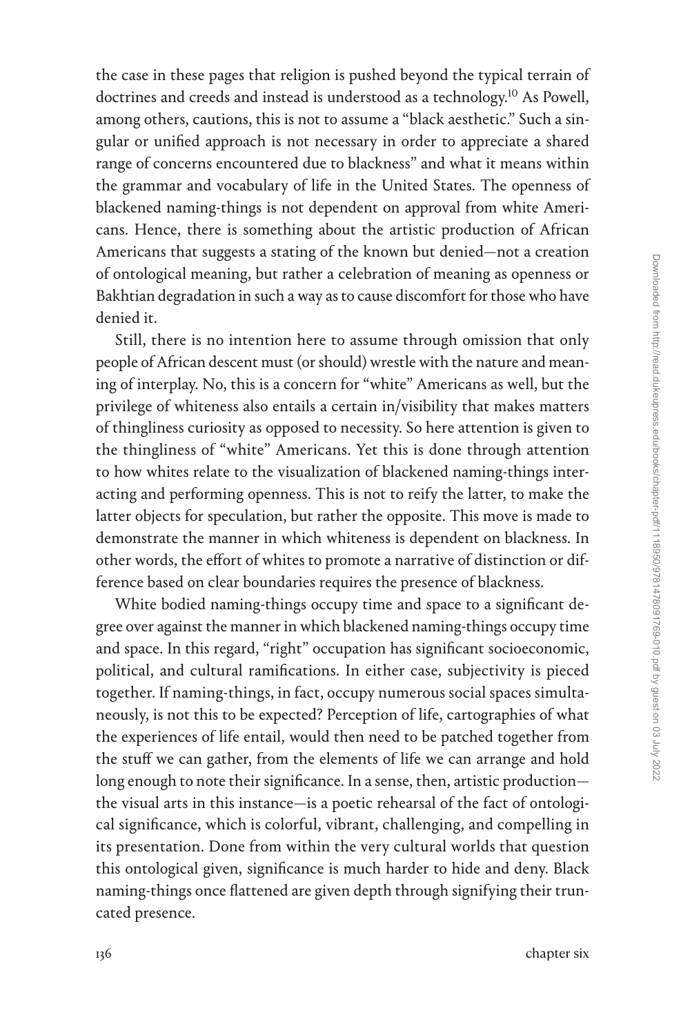the case in these pages that religion is pushed beyond the typical terrain of doctrines and creeds and instead is understood as a technology.[10] As Powell, among others, cautions, this is not to assume a "black aesthetic." Such a singular or unified approach is not necessary in order to appreciate a shared range of concerns encountered due to blackness" and what it means within the grammar and vocabulary of life in the United States. The openness of blackened naming-things is not dependent on approval from white Americans. Hence, there is something about the artistic production of African Americans that suggests a stating of the known but denied—not a creation of ontological meaning, but rather a celebration of meaning as openness or Bakhtian degradation in such a way as to cause discomfort for those who have denied it.

Still, there is no intention here to assume through omission that only people of African descent must (or should) wrestle with the nature and meaning of interplay. No, this is a concern for "white" Americans as well, but the privilege of whiteness also entails a certain in/visibility that makes matters of thingliness curiosity as opposed to necessity. So here attention is given to the thingliness of "white" Americans. Yet this is done through attention to how whites relate to the visualization of blackened naming-things interacting and performing openness. This is not to reify the latter, to make the latter objects for speculation, but rather the opposite. This move is made to demonstrate the manner in which whiteness is dependent on blackness. In other words, the effort of whites to promote a narrative of distinction or difference based on clear boundaries requires the presence of blackness.

White bodied naming-things occupy time and space to a significant degree over against the manner in which blackened naming-things occupy time and space. In this regard, "right" occupation has significant socioeconomic, political, and cultural ramifications. In either case, subjectivity is pieced together. If naming-things, in fact, occupy numerous social spaces simultaneously, is not this to be expected? Perception of life, cartographies of what the experiences of life entail, would then need to be patched together from the stuff we can gather, from the elements of life we can arrange and hold long enough to note their significance. In a sense, then, artistic production—the visual arts in this instance—is a poetic rehearsal of the fact of ontological significance, which is colorful, vibrant, challenging, and compelling in its presentation. Done from within the very cultural worlds that question this ontological given, significance is much harder to hide and deny. Black naming-things once flattened are given depth through signifying their truncated presence.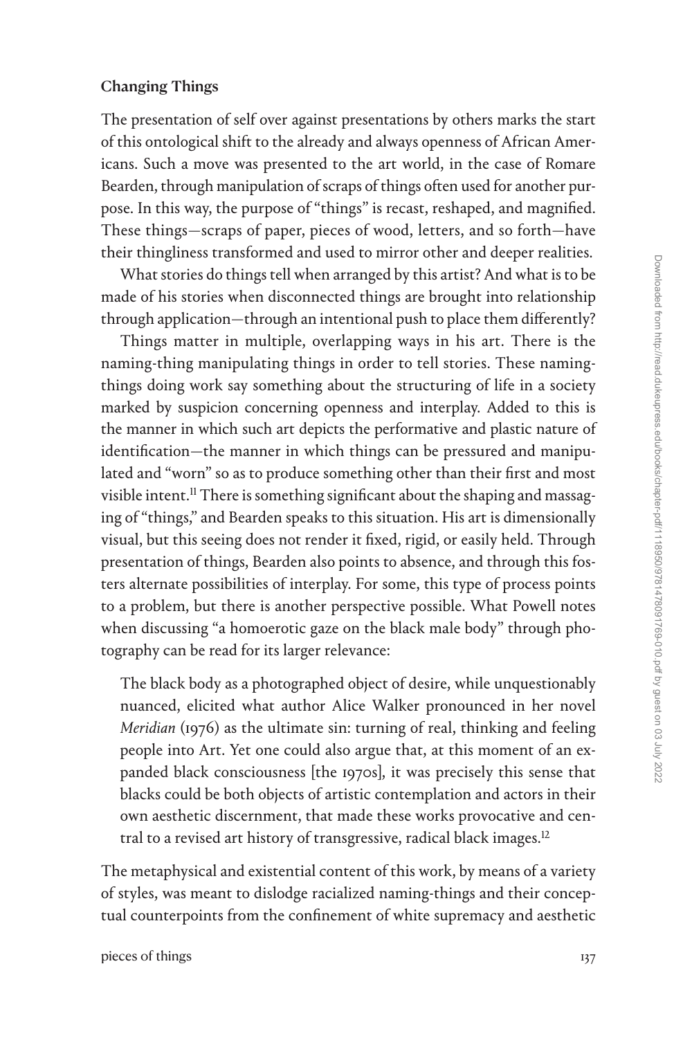### Changing Things

The presentation of self over against presentations by others marks the start of this ontological shift to the already and always openness of African Americans. Such a move was presented to the art world, in the case of Romare Bearden, through manipulation of scraps of things often used for another purpose. In this way, the purpose of "things" is recast, reshaped, and magnified. These things—scraps of paper, pieces of wood, letters, and so forth—have their thingliness transformed and used to mirror other and deeper realities.

What stories do things tell when arranged by this artist? And what is to be made of his stories when disconnected things are brought into relationship through application—through an intentional push to place them differently?

Things matter in multiple, overlapping ways in his art. There is the naming-thing manipulating things in order to tell stories. These naming-things doing work say something about the structuring of life in a society marked by suspicion concerning openness and interplay. Added to this is the manner in which such art depicts the performative and plastic nature of identification—the manner in which things can be pressured and manipulated and "worn" so as to produce something other than their first and most visible intent.[11] There is something significant about the shaping and massaging of "things," and Bearden speaks to this situation. His art is dimensionally visual, but this seeing does not render it fixed, rigid, or easily held. Through presentation of things, Bearden also points to absence, and through this fosters alternate possibilities of interplay. For some, this type of process points to a problem, but there is another perspective possible. What Powell notes when discussing "a homoerotic gaze on the black male body" through photography can be read for its larger relevance:

> The black body as a photographed object of desire, while unquestionably nuanced, elicited what author Alice Walker pronounced in her novel *Meridian* (1976) as the ultimate sin: turning of real, thinking and feeling people into Art. Yet one could also argue that, at this moment of an expanded black consciousness [the 1970s], it was precisely this sense that blacks could be both objects of artistic contemplation and actors in their own aesthetic discernment, that made these works provocative and central to a revised art history of transgressive, radical black images.[12]

The metaphysical and existential content of this work, by means of a variety of styles, was meant to dislodge racialized naming-things and their conceptual counterpoints from the confinement of white supremacy and aesthetic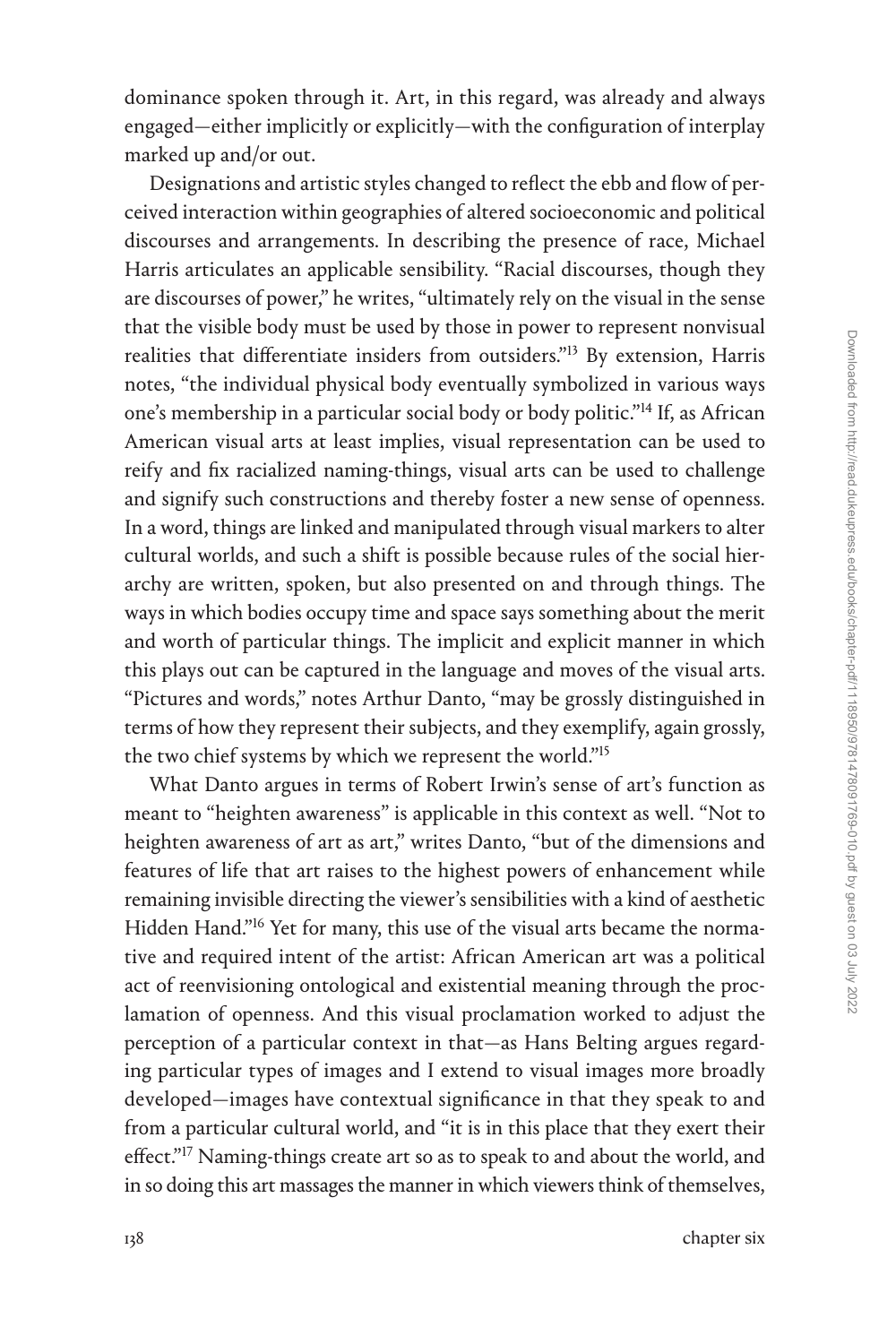dominance spoken through it. Art, in this regard, was already and always engaged—either implicitly or explicitly—with the configuration of interplay marked up and/or out.

Designations and artistic styles changed to reflect the ebb and flow of perceived interaction within geographies of altered socioeconomic and political discourses and arrangements. In describing the presence of race, Michael Harris articulates an applicable sensibility. "Racial discourses, though they are discourses of power," he writes, "ultimately rely on the visual in the sense that the visible body must be used by those in power to represent nonvisual realities that differentiate insiders from outsiders."[13] By extension, Harris notes, "the individual physical body eventually symbolized in various ways one's membership in a particular social body or body politic."[14] If, as African American visual arts at least implies, visual representation can be used to reify and fix racialized naming-things, visual arts can be used to challenge and signify such constructions and thereby foster a new sense of openness. In a word, things are linked and manipulated through visual markers to alter cultural worlds, and such a shift is possible because rules of the social hierarchy are written, spoken, but also presented on and through things. The ways in which bodies occupy time and space says something about the merit and worth of particular things. The implicit and explicit manner in which this plays out can be captured in the language and moves of the visual arts. "Pictures and words," notes Arthur Danto, "may be grossly distinguished in terms of how they represent their subjects, and they exemplify, again grossly, the two chief systems by which we represent the world."[15]

What Danto argues in terms of Robert Irwin's sense of art's function as meant to "heighten awareness" is applicable in this context as well. "Not to heighten awareness of art as art," writes Danto, "but of the dimensions and features of life that art raises to the highest powers of enhancement while remaining invisible directing the viewer's sensibilities with a kind of aesthetic Hidden Hand."[16] Yet for many, this use of the visual arts became the normative and required intent of the artist: African American art was a political act of reenvisioning ontological and existential meaning through the proclamation of openness. And this visual proclamation worked to adjust the perception of a particular context in that—as Hans Belting argues regarding particular types of images and I extend to visual images more broadly developed—images have contextual significance in that they speak to and from a particular cultural world, and "it is in this place that they exert their effect."[17] Naming-things create art so as to speak to and about the world, and in so doing this art massages the manner in which viewers think of themselves,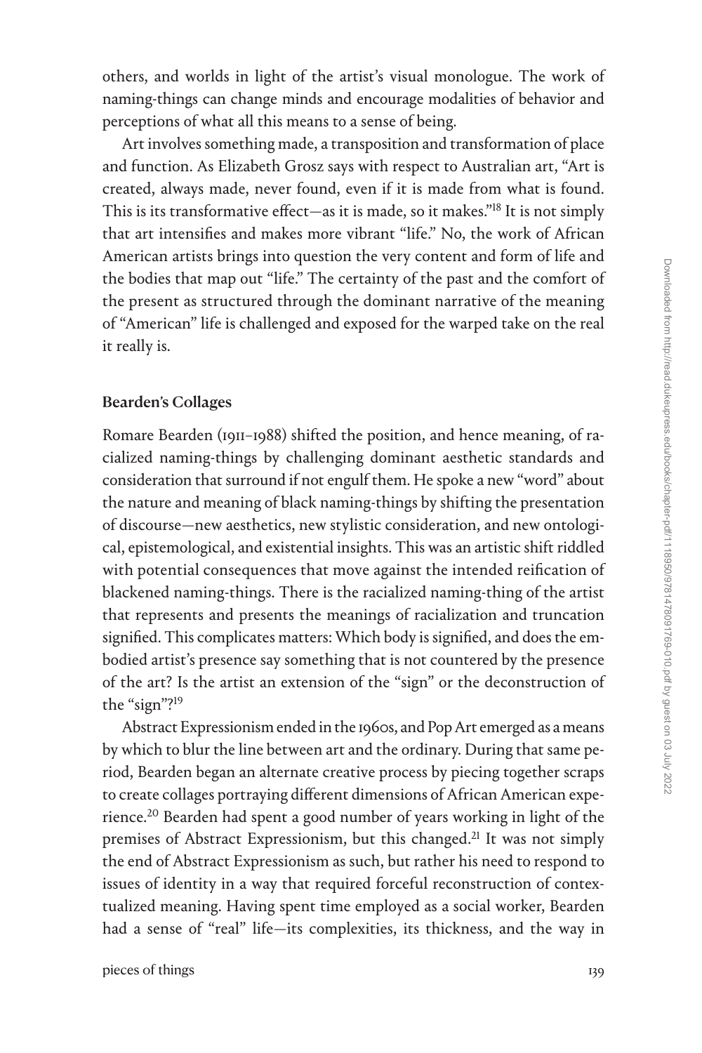others, and worlds in light of the artist's visual monologue. The work of naming-things can change minds and encourage modalities of behavior and perceptions of what all this means to a sense of being.

Art involves something made, a transposition and transformation of place and function. As Elizabeth Grosz says with respect to Australian art, "Art is created, always made, never found, even if it is made from what is found. This is its transformative effect—as it is made, so it makes."[18] It is not simply that art intensifies and makes more vibrant "life." No, the work of African American artists brings into question the very content and form of life and the bodies that map out "life." The certainty of the past and the comfort of the present as structured through the dominant narrative of the meaning of "American" life is challenged and exposed for the warped take on the real it really is.

### Bearden's Collages

Romare Bearden (1911–1988) shifted the position, and hence meaning, of racialized naming-things by challenging dominant aesthetic standards and consideration that surround if not engulf them. He spoke a new "word" about the nature and meaning of black naming-things by shifting the presentation of discourse—new aesthetics, new stylistic consideration, and new ontological, epistemological, and existential insights. This was an artistic shift riddled with potential consequences that move against the intended reification of blackened naming-things. There is the racialized naming-thing of the artist that represents and presents the meanings of racialization and truncation signified. This complicates matters: Which body is signified, and does the embodied artist's presence say something that is not countered by the presence of the art? Is the artist an extension of the "sign" or the deconstruction of the "sign"?[19]

Abstract Expressionism ended in the 1960s, and Pop Art emerged as a means by which to blur the line between art and the ordinary. During that same period, Bearden began an alternate creative process by piecing together scraps to create collages portraying different dimensions of African American experience.[20] Bearden had spent a good number of years working in light of the premises of Abstract Expressionism, but this changed.[21] It was not simply the end of Abstract Expressionism as such, but rather his need to respond to issues of identity in a way that required forceful reconstruction of contextualized meaning. Having spent time employed as a social worker, Bearden had a sense of "real" life—its complexities, its thickness, and the way in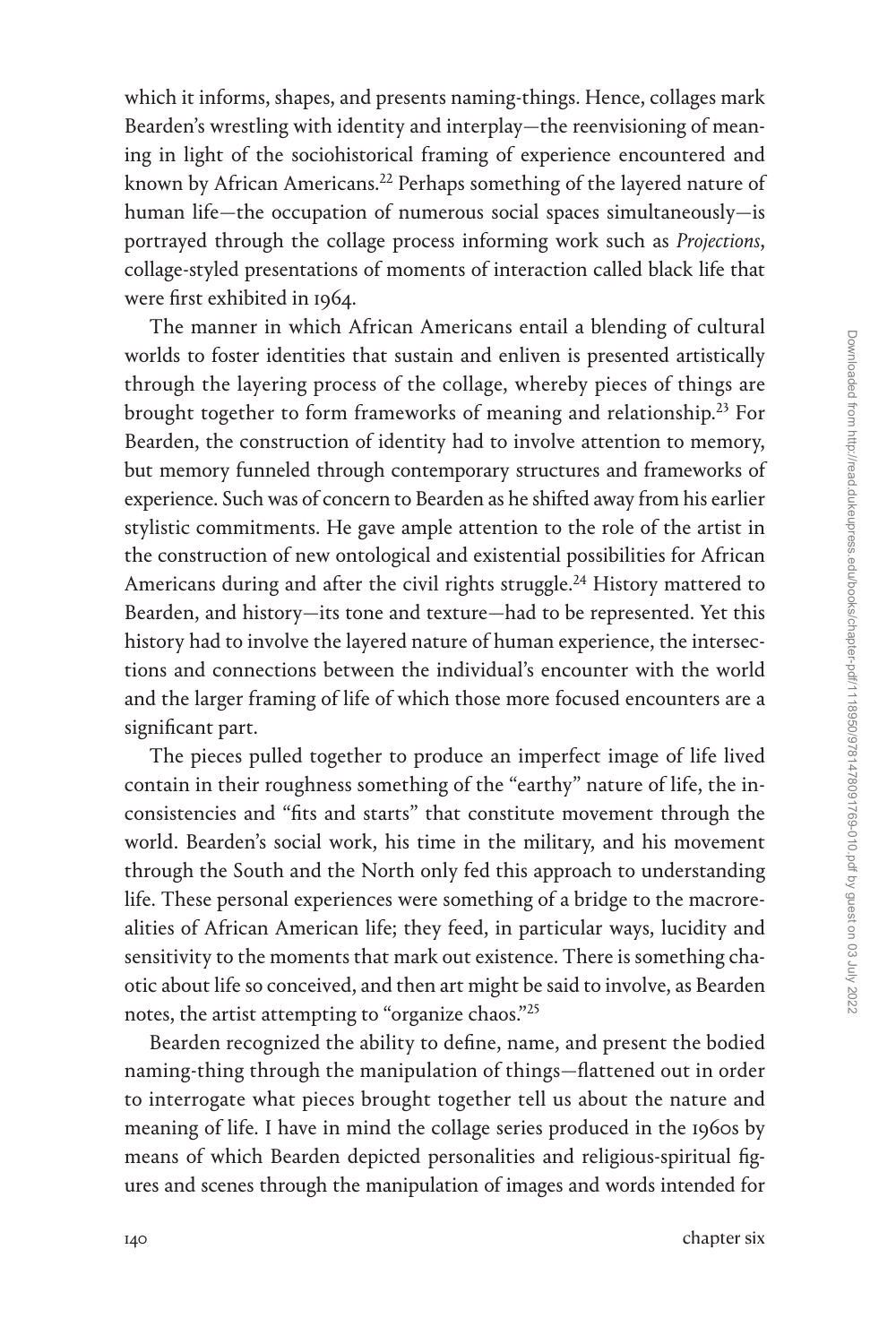which it informs, shapes, and presents naming-things. Hence, collages mark Bearden's wrestling with identity and interplay—the reenvisioning of meaning in light of the sociohistorical framing of experience encountered and known by African Americans.[22] Perhaps something of the layered nature of human life—the occupation of numerous social spaces simultaneously—is portrayed through the collage process informing work such as *Projections*, collage-styled presentations of moments of interaction called black life that were first exhibited in 1964.

The manner in which African Americans entail a blending of cultural worlds to foster identities that sustain and enliven is presented artistically through the layering process of the collage, whereby pieces of things are brought together to form frameworks of meaning and relationship.[23] For Bearden, the construction of identity had to involve attention to memory, but memory funneled through contemporary structures and frameworks of experience. Such was of concern to Bearden as he shifted away from his earlier stylistic commitments. He gave ample attention to the role of the artist in the construction of new ontological and existential possibilities for African Americans during and after the civil rights struggle.[24] History mattered to Bearden, and history—its tone and texture—had to be represented. Yet this history had to involve the layered nature of human experience, the intersections and connections between the individual's encounter with the world and the larger framing of life of which those more focused encounters are a significant part.

The pieces pulled together to produce an imperfect image of life lived contain in their roughness something of the "earthy" nature of life, the inconsistencies and "fits and starts" that constitute movement through the world. Bearden's social work, his time in the military, and his movement through the South and the North only fed this approach to understanding life. These personal experiences were something of a bridge to the macrorealities of African American life; they feed, in particular ways, lucidity and sensitivity to the moments that mark out existence. There is something chaotic about life so conceived, and then art might be said to involve, as Bearden notes, the artist attempting to "organize chaos."[25]

Bearden recognized the ability to define, name, and present the bodied naming-thing through the manipulation of things—flattened out in order to interrogate what pieces brought together tell us about the nature and meaning of life. I have in mind the collage series produced in the 1960s by means of which Bearden depicted personalities and religious-spiritual figures and scenes through the manipulation of images and words intended for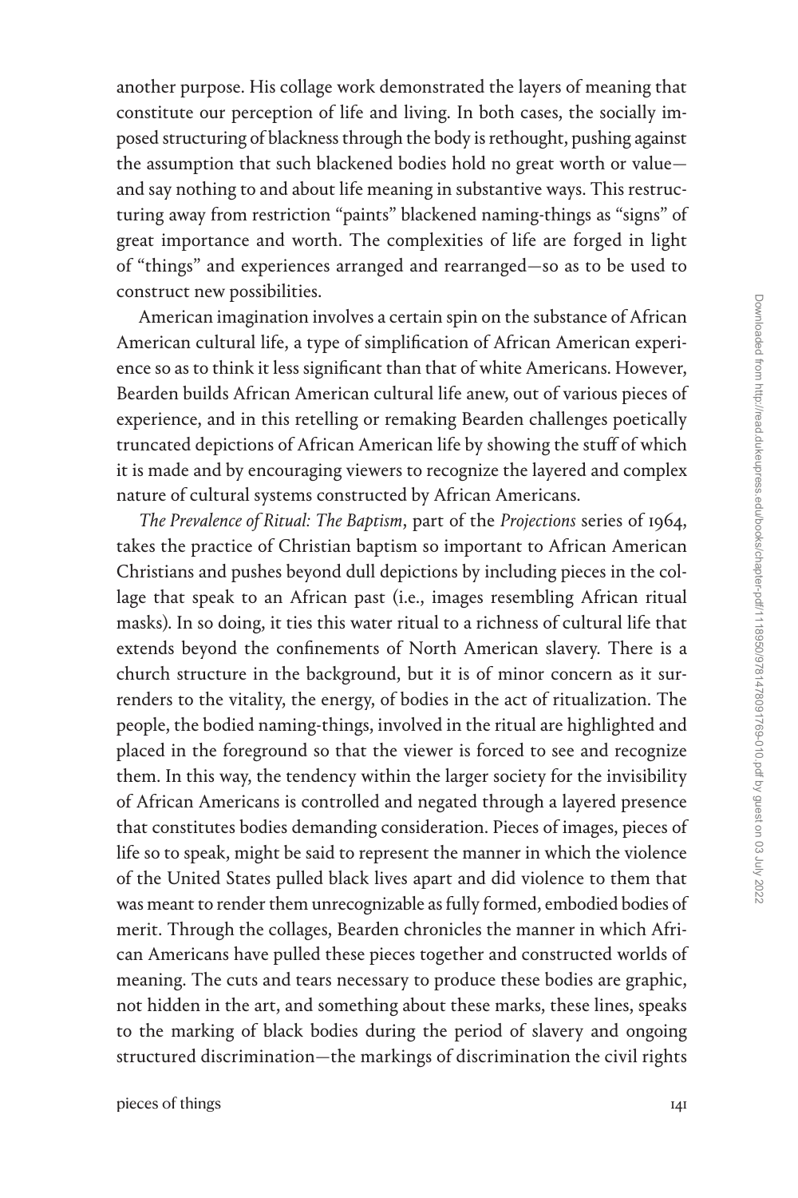another purpose. His collage work demonstrated the layers of meaning that constitute our perception of life and living. In both cases, the socially imposed structuring of blackness through the body is rethought, pushing against the assumption that such blackened bodies hold no great worth or value—and say nothing to and about life meaning in substantive ways. This restructuring away from restriction "paints" blackened naming-things as "signs" of great importance and worth. The complexities of life are forged in light of "things" and experiences arranged and rearranged—so as to be used to construct new possibilities.

American imagination involves a certain spin on the substance of African American cultural life, a type of simplification of African American experience so as to think it less significant than that of white Americans. However, Bearden builds African American cultural life anew, out of various pieces of experience, and in this retelling or remaking Bearden challenges poetically truncated depictions of African American life by showing the stuff of which it is made and by encouraging viewers to recognize the layered and complex nature of cultural systems constructed by African Americans.

*The Prevalence of Ritual: The Baptism*, part of the *Projections* series of 1964, takes the practice of Christian baptism so important to African American Christians and pushes beyond dull depictions by including pieces in the collage that speak to an African past (i.e., images resembling African ritual masks). In so doing, it ties this water ritual to a richness of cultural life that extends beyond the confinements of North American slavery. There is a church structure in the background, but it is of minor concern as it surrenders to the vitality, the energy, of bodies in the act of ritualization. The people, the bodied naming-things, involved in the ritual are highlighted and placed in the foreground so that the viewer is forced to see and recognize them. In this way, the tendency within the larger society for the invisibility of African Americans is controlled and negated through a layered presence that constitutes bodies demanding consideration. Pieces of images, pieces of life so to speak, might be said to represent the manner in which the violence of the United States pulled black lives apart and did violence to them that was meant to render them unrecognizable as fully formed, embodied bodies of merit. Through the collages, Bearden chronicles the manner in which African Americans have pulled these pieces together and constructed worlds of meaning. The cuts and tears necessary to produce these bodies are graphic, not hidden in the art, and something about these marks, these lines, speaks to the marking of black bodies during the period of slavery and ongoing structured discrimination—the markings of discrimination the civil rights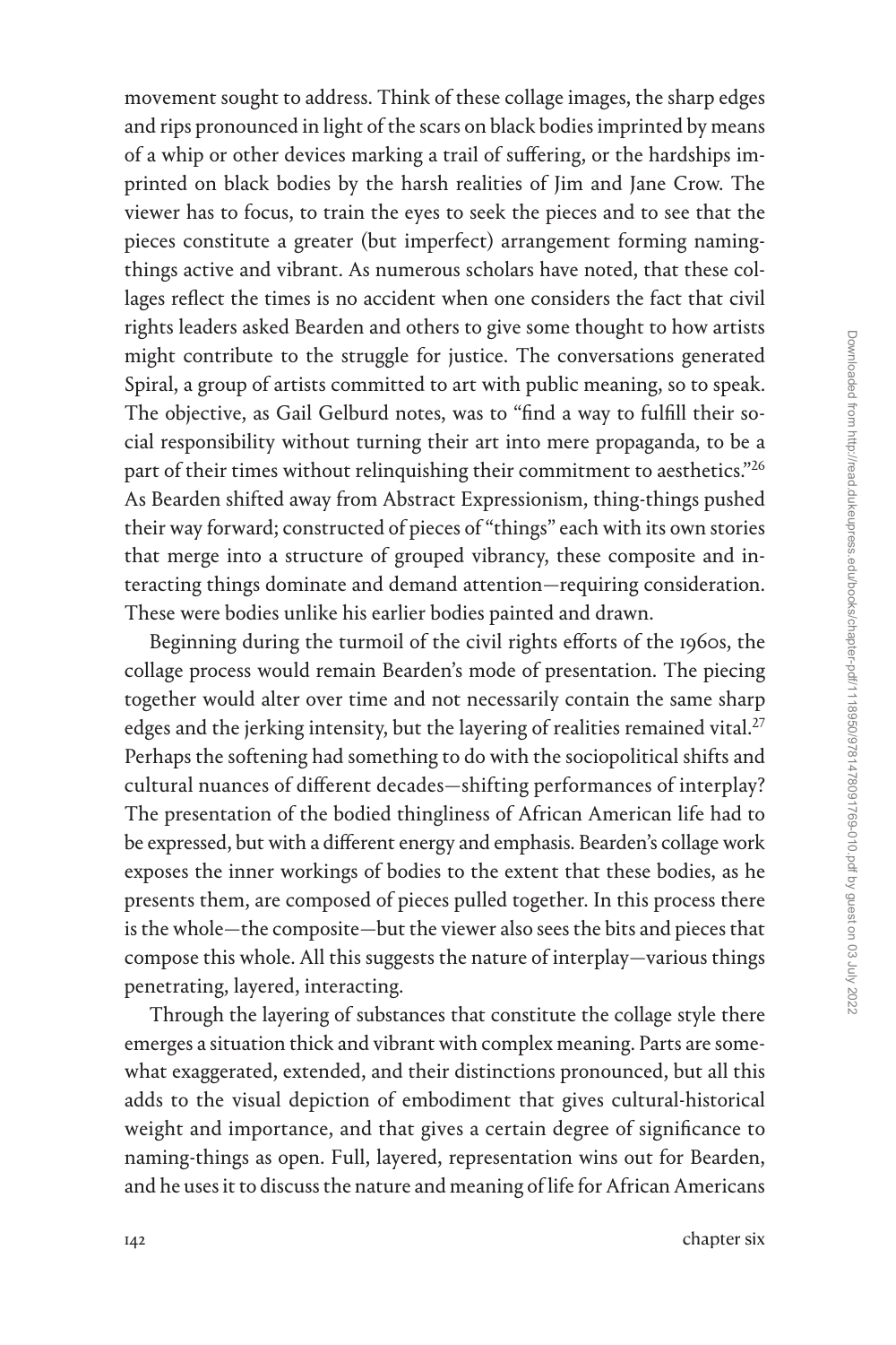movement sought to address. Think of these collage images, the sharp edges and rips pronounced in light of the scars on black bodies imprinted by means of a whip or other devices marking a trail of suffering, or the hardships imprinted on black bodies by the harsh realities of Jim and Jane Crow. The viewer has to focus, to train the eyes to seek the pieces and to see that the pieces constitute a greater (but imperfect) arrangement forming naming-things active and vibrant. As numerous scholars have noted, that these collages reflect the times is no accident when one considers the fact that civil rights leaders asked Bearden and others to give some thought to how artists might contribute to the struggle for justice. The conversations generated Spiral, a group of artists committed to art with public meaning, so to speak. The objective, as Gail Gelburd notes, was to "find a way to fulfill their social responsibility without turning their art into mere propaganda, to be a part of their times without relinquishing their commitment to aesthetics."[26] As Bearden shifted away from Abstract Expressionism, thing-things pushed their way forward; constructed of pieces of "things" each with its own stories that merge into a structure of grouped vibrancy, these composite and interacting things dominate and demand attention—requiring consideration. These were bodies unlike his earlier bodies painted and drawn.

Beginning during the turmoil of the civil rights efforts of the 1960s, the collage process would remain Bearden's mode of presentation. The piecing together would alter over time and not necessarily contain the same sharp edges and the jerking intensity, but the layering of realities remained vital.[27] Perhaps the softening had something to do with the sociopolitical shifts and cultural nuances of different decades—shifting performances of interplay? The presentation of the bodied thingliness of African American life had to be expressed, but with a different energy and emphasis. Bearden's collage work exposes the inner workings of bodies to the extent that these bodies, as he presents them, are composed of pieces pulled together. In this process there is the whole—the composite—but the viewer also sees the bits and pieces that compose this whole. All this suggests the nature of interplay—various things penetrating, layered, interacting.

Through the layering of substances that constitute the collage style there emerges a situation thick and vibrant with complex meaning. Parts are somewhat exaggerated, extended, and their distinctions pronounced, but all this adds to the visual depiction of embodiment that gives cultural-historical weight and importance, and that gives a certain degree of significance to naming-things as open. Full, layered, representation wins out for Bearden, and he uses it to discuss the nature and meaning of life for African Americans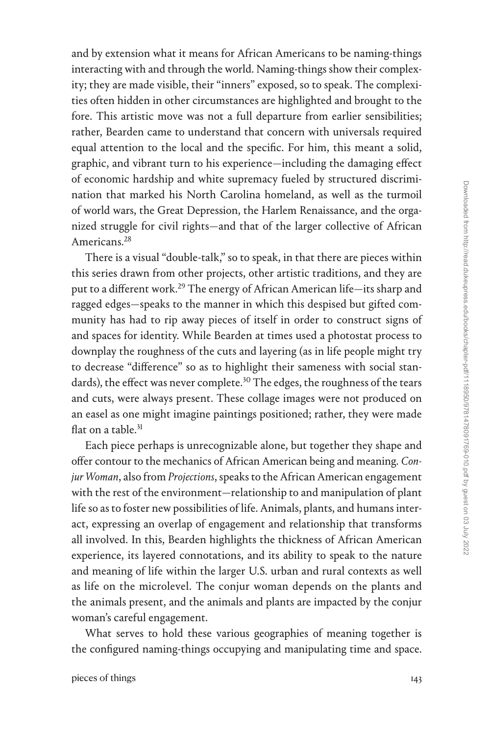and by extension what it means for African Americans to be naming-things interacting with and through the world. Naming-things show their complexity; they are made visible, their "inners" exposed, so to speak. The complexities often hidden in other circumstances are highlighted and brought to the fore. This artistic move was not a full departure from earlier sensibilities; rather, Bearden came to understand that concern with universals required equal attention to the local and the specific. For him, this meant a solid, graphic, and vibrant turn to his experience—including the damaging effect of economic hardship and white supremacy fueled by structured discrimination that marked his North Carolina homeland, as well as the turmoil of world wars, the Great Depression, the Harlem Renaissance, and the organized struggle for civil rights—and that of the larger collective of African Americans.[28]

There is a visual "double-talk," so to speak, in that there are pieces within this series drawn from other projects, other artistic traditions, and they are put to a different work.[29] The energy of African American life—its sharp and ragged edges—speaks to the manner in which this despised but gifted community has had to rip away pieces of itself in order to construct signs of and spaces for identity. While Bearden at times used a photostat process to downplay the roughness of the cuts and layering (as in life people might try to decrease "difference" so as to highlight their sameness with social standards), the effect was never complete.[30] The edges, the roughness of the tears and cuts, were always present. These collage images were not produced on an easel as one might imagine paintings positioned; rather, they were made flat on a table.[31]

Each piece perhaps is unrecognizable alone, but together they shape and offer contour to the mechanics of African American being and meaning. *Conjur Woman*, also from *Projections*, speaks to the African American engagement with the rest of the environment—relationship to and manipulation of plant life so as to foster new possibilities of life. Animals, plants, and humans interact, expressing an overlap of engagement and relationship that transforms all involved. In this, Bearden highlights the thickness of African American experience, its layered connotations, and its ability to speak to the nature and meaning of life within the larger U.S. urban and rural contexts as well as life on the microlevel. The conjur woman depends on the plants and the animals present, and the animals and plants are impacted by the conjur woman's careful engagement.

What serves to hold these various geographies of meaning together is the configured naming-things occupying and manipulating time and space.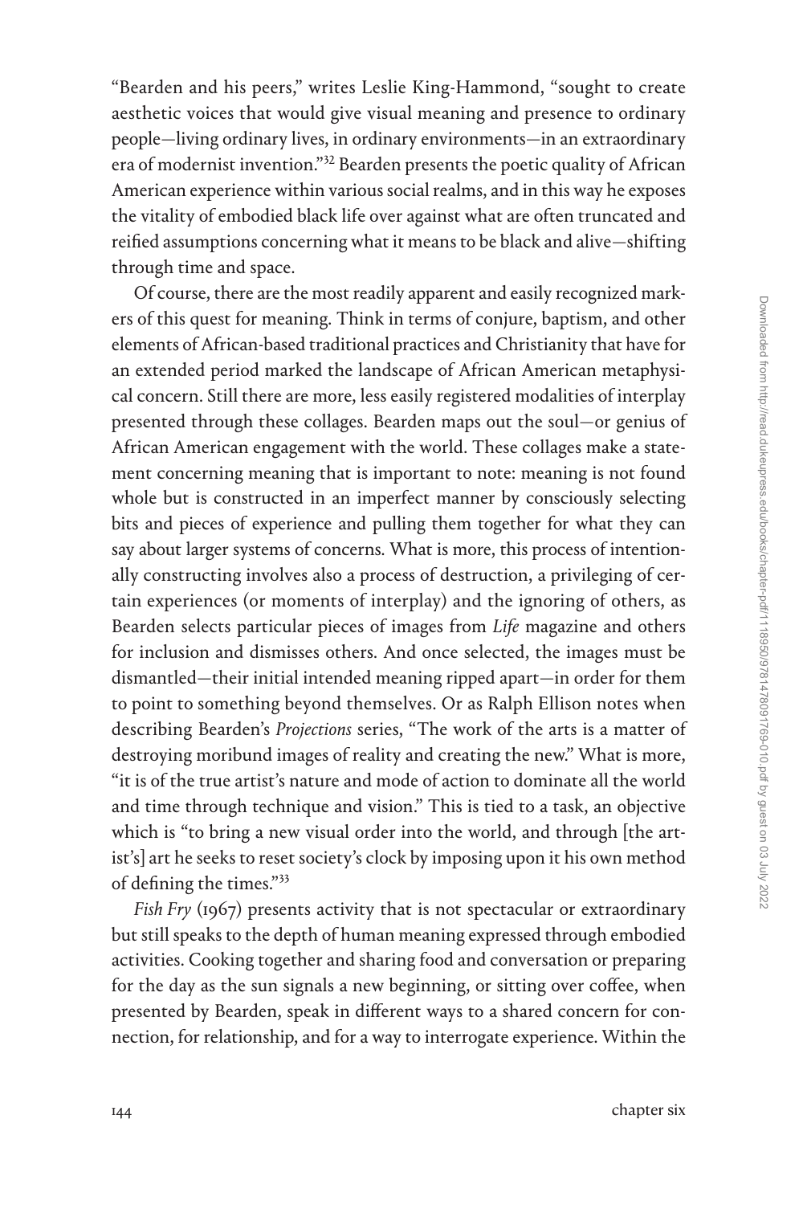"Bearden and his peers," writes Leslie King-Hammond, "sought to create aesthetic voices that would give visual meaning and presence to ordinary people—living ordinary lives, in ordinary environments—in an extraordinary era of modernist invention."[32] Bearden presents the poetic quality of African American experience within various social realms, and in this way he exposes the vitality of embodied black life over against what are often truncated and reified assumptions concerning what it means to be black and alive—shifting through time and space.

Of course, there are the most readily apparent and easily recognized markers of this quest for meaning. Think in terms of conjure, baptism, and other elements of African-based traditional practices and Christianity that have for an extended period marked the landscape of African American metaphysical concern. Still there are more, less easily registered modalities of interplay presented through these collages. Bearden maps out the soul—or genius of African American engagement with the world. These collages make a statement concerning meaning that is important to note: meaning is not found whole but is constructed in an imperfect manner by consciously selecting bits and pieces of experience and pulling them together for what they can say about larger systems of concerns. What is more, this process of intentionally constructing involves also a process of destruction, a privileging of certain experiences (or moments of interplay) and the ignoring of others, as Bearden selects particular pieces of images from *Life* magazine and others for inclusion and dismisses others. And once selected, the images must be dismantled—their initial intended meaning ripped apart—in order for them to point to something beyond themselves. Or as Ralph Ellison notes when describing Bearden's *Projections* series, "The work of the arts is a matter of destroying moribund images of reality and creating the new." What is more, "it is of the true artist's nature and mode of action to dominate all the world and time through technique and vision." This is tied to a task, an objective which is "to bring a new visual order into the world, and through [the artist's] art he seeks to reset society's clock by imposing upon it his own method of defining the times."[33]

*Fish Fry* (1967) presents activity that is not spectacular or extraordinary but still speaks to the depth of human meaning expressed through embodied activities. Cooking together and sharing food and conversation or preparing for the day as the sun signals a new beginning, or sitting over coffee, when presented by Bearden, speak in different ways to a shared concern for connection, for relationship, and for a way to interrogate experience. Within the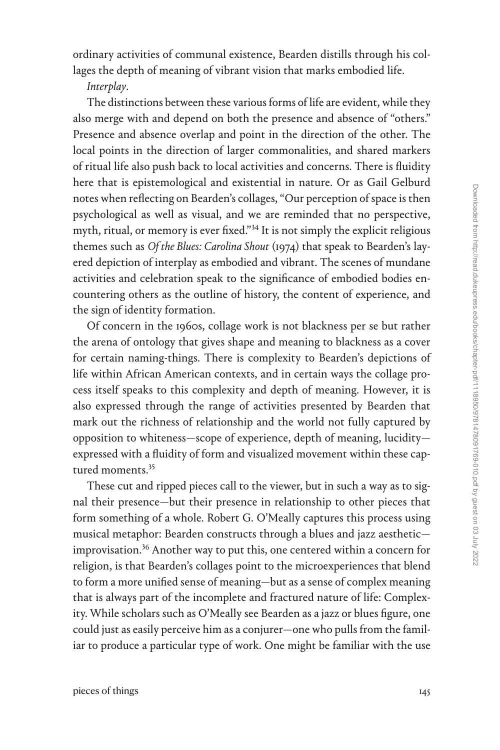ordinary activities of communal existence, Bearden distills through his collages the depth of meaning of vibrant vision that marks embodied life.

*Interplay*.

The distinctions between these various forms of life are evident, while they also merge with and depend on both the presence and absence of "others." Presence and absence overlap and point in the direction of the other. The local points in the direction of larger commonalities, and shared markers of ritual life also push back to local activities and concerns. There is fluidity here that is epistemological and existential in nature. Or as Gail Gelburd notes when reflecting on Bearden's collages, "Our perception of space is then psychological as well as visual, and we are reminded that no perspective, myth, ritual, or memory is ever fixed."[34] It is not simply the explicit religious themes such as *Of the Blues: Carolina Shout* (1974) that speak to Bearden's layered depiction of interplay as embodied and vibrant. The scenes of mundane activities and celebration speak to the significance of embodied bodies encountering others as the outline of history, the content of experience, and the sign of identity formation.

Of concern in the 1960s, collage work is not blackness per se but rather the arena of ontology that gives shape and meaning to blackness as a cover for certain naming-things. There is complexity to Bearden's depictions of life within African American contexts, and in certain ways the collage process itself speaks to this complexity and depth of meaning. However, it is also expressed through the range of activities presented by Bearden that mark out the richness of relationship and the world not fully captured by opposition to whiteness—scope of experience, depth of meaning, lucidity—expressed with a fluidity of form and visualized movement within these captured moments.[35]

These cut and ripped pieces call to the viewer, but in such a way as to signal their presence—but their presence in relationship to other pieces that form something of a whole. Robert G. O'Meally captures this process using musical metaphor: Bearden constructs through a blues and jazz aesthetic—improvisation.[36] Another way to put this, one centered within a concern for religion, is that Bearden's collages point to the microexperiences that blend to form a more unified sense of meaning—but as a sense of complex meaning that is always part of the incomplete and fractured nature of life: Complexity. While scholars such as O'Meally see Bearden as a jazz or blues figure, one could just as easily perceive him as a conjurer—one who pulls from the familiar to produce a particular type of work. One might be familiar with the use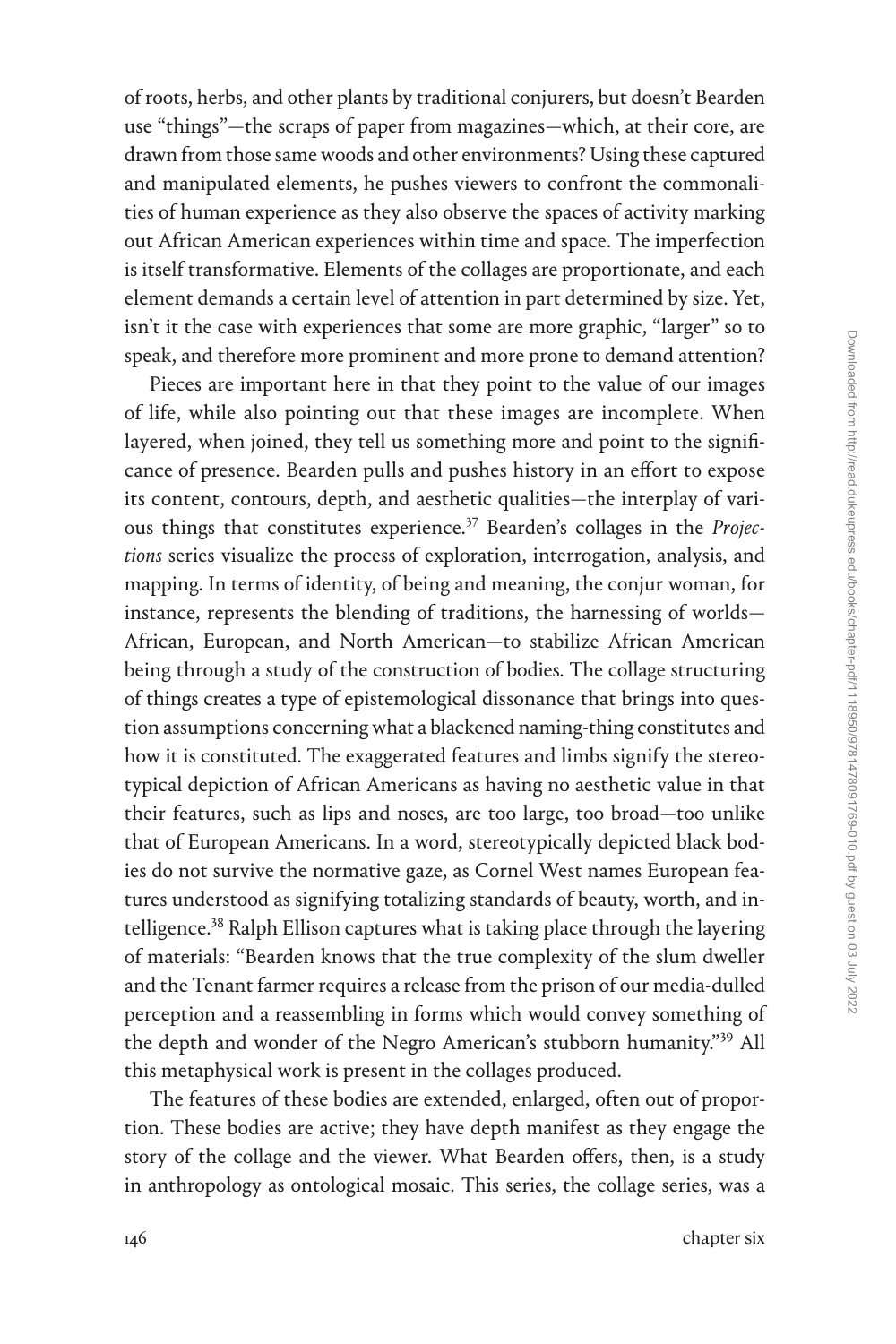of roots, herbs, and other plants by traditional conjurers, but doesn't Bearden use "things"—the scraps of paper from magazines—which, at their core, are drawn from those same woods and other environments? Using these captured and manipulated elements, he pushes viewers to confront the commonalities of human experience as they also observe the spaces of activity marking out African American experiences within time and space. The imperfection is itself transformative. Elements of the collages are proportionate, and each element demands a certain level of attention in part determined by size. Yet, isn't it the case with experiences that some are more graphic, "larger" so to speak, and therefore more prominent and more prone to demand attention?

Pieces are important here in that they point to the value of our images of life, while also pointing out that these images are incomplete. When layered, when joined, they tell us something more and point to the significance of presence. Bearden pulls and pushes history in an effort to expose its content, contours, depth, and aesthetic qualities—the interplay of various things that constitutes experience.[37] Bearden's collages in the *Projections* series visualize the process of exploration, interrogation, analysis, and mapping. In terms of identity, of being and meaning, the conjur woman, for instance, represents the blending of traditions, the harnessing of worlds—African, European, and North American—to stabilize African American being through a study of the construction of bodies. The collage structuring of things creates a type of epistemological dissonance that brings into question assumptions concerning what a blackened naming-thing constitutes and how it is constituted. The exaggerated features and limbs signify the stereotypical depiction of African Americans as having no aesthetic value in that their features, such as lips and noses, are too large, too broad—too unlike that of European Americans. In a word, stereotypically depicted black bodies do not survive the normative gaze, as Cornel West names European features understood as signifying totalizing standards of beauty, worth, and intelligence.[38] Ralph Ellison captures what is taking place through the layering of materials: "Bearden knows that the true complexity of the slum dweller and the Tenant farmer requires a release from the prison of our media-dulled perception and a reassembling in forms which would convey something of the depth and wonder of the Negro American's stubborn humanity."[39] All this metaphysical work is present in the collages produced.

The features of these bodies are extended, enlarged, often out of proportion. These bodies are active; they have depth manifest as they engage the story of the collage and the viewer. What Bearden offers, then, is a study in anthropology as ontological mosaic. This series, the collage series, was a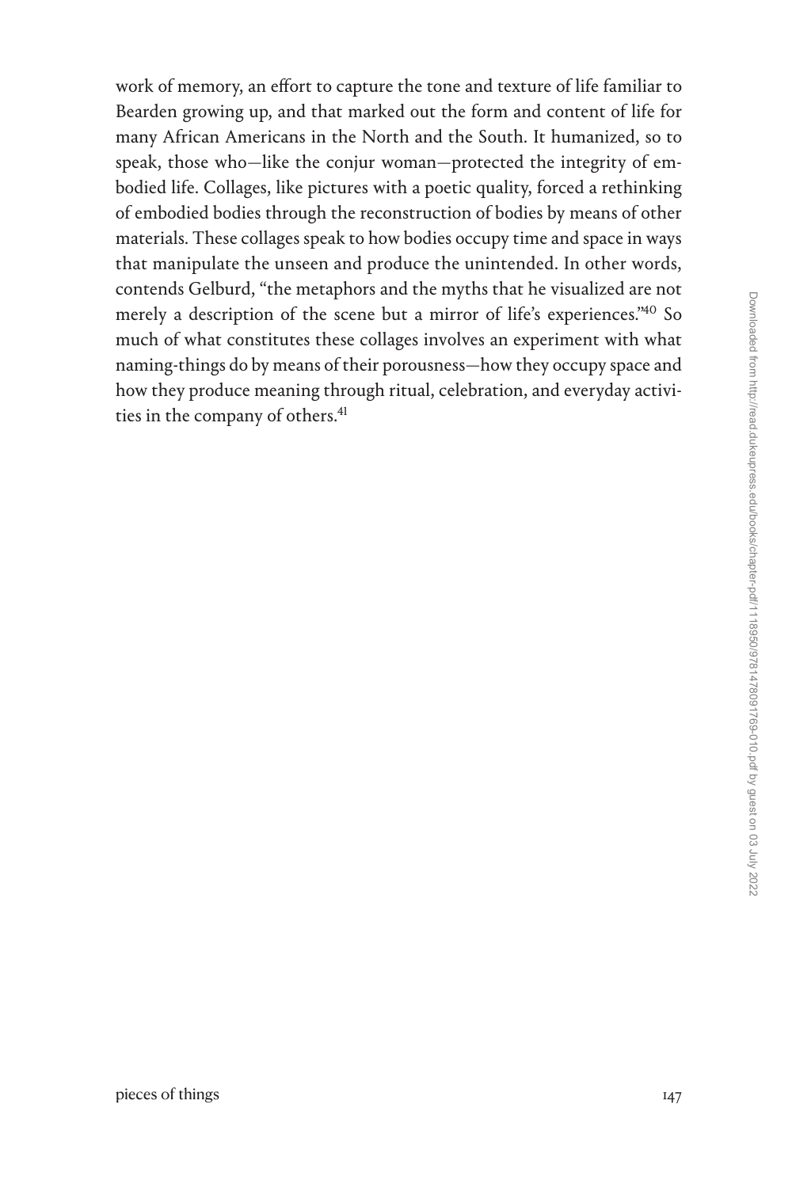work of memory, an effort to capture the tone and texture of life familiar to Bearden growing up, and that marked out the form and content of life for many African Americans in the North and the South. It humanized, so to speak, those who—like the conjur woman—protected the integrity of embodied life. Collages, like pictures with a poetic quality, forced a rethinking of embodied bodies through the reconstruction of bodies by means of other materials. These collages speak to how bodies occupy time and space in ways that manipulate the unseen and produce the unintended. In other words, contends Gelburd, "the metaphors and the myths that he visualized are not merely a description of the scene but a mirror of life's experiences."[40] So much of what constitutes these collages involves an experiment with what naming-things do by means of their porousness—how they occupy space and how they produce meaning through ritual, celebration, and everyday activities in the company of others.[41]